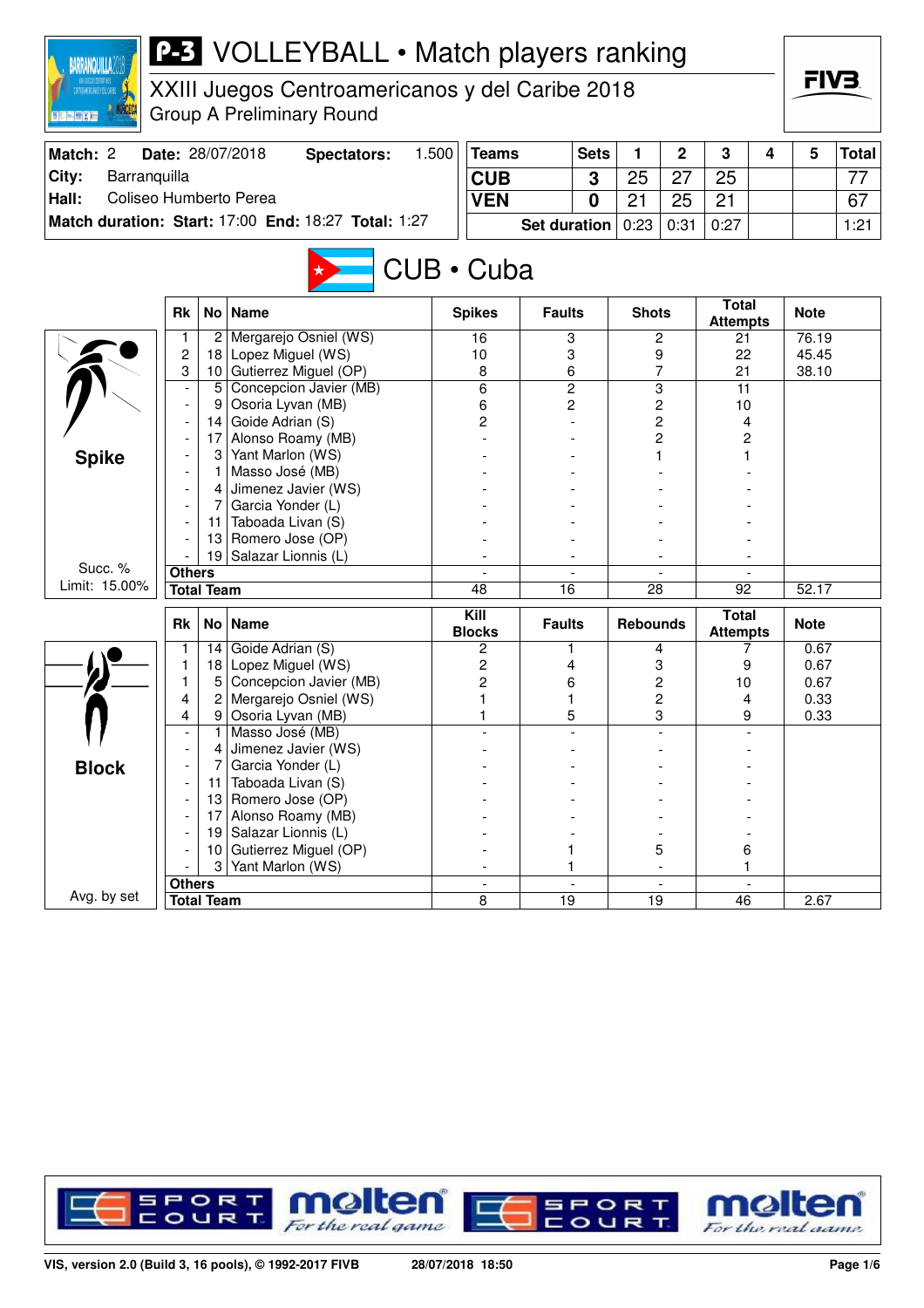# P-3 VOLLEYBALL • Match players ranking

## XXIII Juegos Centroamericanos y del Caribe 2018
Group A Preliminary Round

| | | | |
|---|---|---|---|
| **Match:** 2 | **Date:** 28/07/2018 | **Spectators:** | 1.500 |
| **City:** | Barranquilla | | |
| **Hall:** | Coliseo Humberto Perea | | |
| **Match duration:** | **Start:** 17:00 | **End:** 18:27 | **Total:** 1:27 |

| Teams | Sets | 1 | 2 | 3 | 4 | 5 | Total |
|---|---|---|---|---|---|---|---|
| CUB | 3 | 25 | 27 | 25 | | | 77 |
| VEN | 0 | 21 | 25 | 21 | | | 67 |
| Set duration | | 0:23 | 0:31 | 0:27 | | | 1:21 |

## CUB • Cuba

### Spike

Succ. % Limit: 15.00%

| Rk | No | Name | Spikes | Faults | Shots | Total Attempts | Note |
|---|---|---|---|---|---|---|---|
| 1 | 2 | Mergarejo Osniel (WS) | 16 | 3 | 2 | 21 | 76.19 |
| 2 | 18 | Lopez Miguel (WS) | 10 | 3 | 9 | 22 | 45.45 |
| 3 | 10 | Gutierrez Miguel (OP) | 8 | 6 | 7 | 21 | 38.10 |
| - | 5 | Concepcion Javier (MB) | 6 | 2 | 3 | 11 | |
| - | 9 | Osoria Lyvan (MB) | 6 | 2 | 2 | 10 | |
| - | 14 | Goide Adrian (S) | 2 | - | 2 | 4 | |
| - | 17 | Alonso Roamy (MB) | - | - | 2 | 2 | |
| - | 3 | Yant Marlon (WS) | - | - | 1 | 1 | |
| - | 1 | Masso José (MB) | - | - | - | - | |
| - | 4 | Jimenez Javier (WS) | - | - | - | - | |
| - | 7 | Garcia Yonder (L) | - | - | - | - | |
| - | 11 | Taboada Livan (S) | - | - | - | - | |
| - | 13 | Romero Jose (OP) | - | - | - | - | |
| - | 19 | Salazar Lionnis (L) | - | - | - | - | |
| **Others** | | | - | - | - | - | |
| **Total Team** | | | 48 | 16 | 28 | 92 | 52.17 |

### Block

Avg. by set

| Rk | No | Name | Kill Blocks | Faults | Rebounds | Total Attempts | Note |
|---|---|---|---|---|---|---|---|
| 1 | 14 | Goide Adrian (S) | 2 | 1 | 4 | 7 | 0.67 |
| 1 | 18 | Lopez Miguel (WS) | 2 | 4 | 3 | 9 | 0.67 |
| 1 | 5 | Concepcion Javier (MB) | 2 | 6 | 2 | 10 | 0.67 |
| 4 | 2 | Mergarejo Osniel (WS) | 1 | 1 | 2 | 4 | 0.33 |
| 4 | 9 | Osoria Lyvan (MB) | 1 | 5 | 3 | 9 | 0.33 |
| - | 1 | Masso José (MB) | - | - | - | - | |
| - | 4 | Jimenez Javier (WS) | - | - | - | - | |
| - | 7 | Garcia Yonder (L) | - | - | - | - | |
| - | 11 | Taboada Livan (S) | - | - | - | - | |
| - | 13 | Romero Jose (OP) | - | - | - | - | |
| - | 17 | Alonso Roamy (MB) | - | - | - | - | |
| - | 19 | Salazar Lionnis (L) | - | - | - | - | |
| - | 10 | Gutierrez Miguel (OP) | - | 1 | 5 | 6 | |
| - | 3 | Yant Marlon (WS) | - | 1 | - | 1 | |
| **Others** | | | - | - | - | - | |
| **Total Team** | | | 8 | 19 | 19 | 46 | 2.67 |

VIS, version 2.0 (Build 3, 16 pools), © 1992-2017 FIVB 28/07/2018 18:50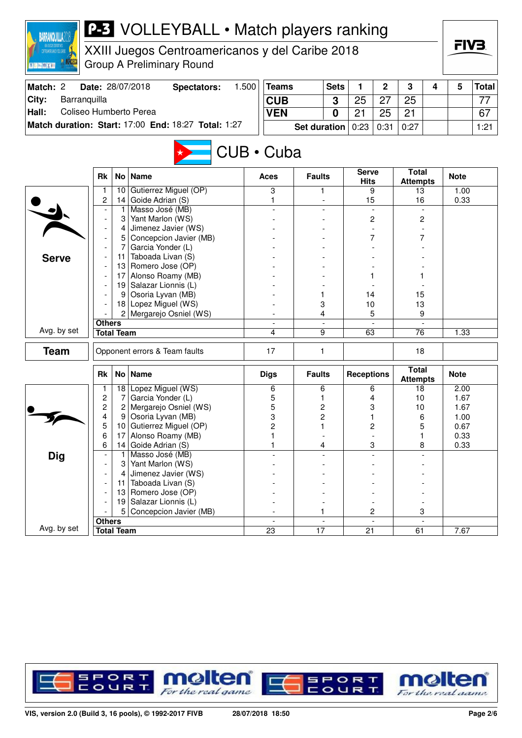# P-3 VOLLEYBALL • Match players ranking

XXIII Juegos Centroamericanos y del Caribe 2018
Group A Preliminary Round

| Match: 2 | Date: 28/07/2018 | Spectators: | 1.500 |
|---|---|---|---|
| City: | Barranquilla | | |
| Hall: | Coliseo Humberto Perea | | |
| Match duration: Start: 17:00 | End: 18:27 | Total: 1:27 | |

| Teams | Sets | 1 | 2 | 3 | 4 | 5 | Total |
|---|---|---|---|---|---|---|---|
| CUB | 3 | 25 | 27 | 25 | | | 77 |
| VEN | 0 | 21 | 25 | 21 | | | 67 |
| Set duration | | 0:23 | 0:31 | 0:27 | | | 1:21 |

## CUB • Cuba

### Serve

| Rk | No | Name | Aces | Faults | Serve Hits | Total Attempts | Note |
|---|---|---|---|---|---|---|---|
| 1 | 10 | Gutierrez Miguel (OP) | 3 | 1 | 9 | 13 | 1.00 |
| 2 | 14 | Goide Adrian (S) | 1 | - | 15 | 16 | 0.33 |
| - | 1 | Masso José (MB) | - | - | - | - | |
| - | 3 | Yant Marlon (WS) | - | - | 2 | 2 | |
| - | 4 | Jimenez Javier (WS) | - | - | - | - | |
| - | 5 | Concepcion Javier (MB) | - | - | 7 | 7 | |
| - | 7 | Garcia Yonder (L) | - | - | - | - | |
| - | 11 | Taboada Livan (S) | - | - | - | - | |
| - | 13 | Romero Jose (OP) | - | - | - | - | |
| - | 17 | Alonso Roamy (MB) | - | - | 1 | 1 | |
| - | 19 | Salazar Lionnis (L) | - | - | - | - | |
| - | 9 | Osoria Lyvan (MB) | - | 1 | 14 | 15 | |
| - | 18 | Lopez Miguel (WS) | - | 3 | 10 | 13 | |
| - | 2 | Mergarejo Osniel (WS) | - | 4 | 5 | 9 | |
| Others | | | - | - | - | - | |
| Total Team | | | 4 | 9 | 63 | 76 | 1.33 |

Avg. by set

### Team

| | Aces | Faults | Serve Hits | Total Attempts | Note |
|---|---|---|---|---|---|
| Opponent errors & Team faults | 17 | 1 | | 18 | |

### Dig

| Rk | No | Name | Digs | Faults | Receptions | Total Attempts | Note |
|---|---|---|---|---|---|---|---|
| 1 | 18 | Lopez Miguel (WS) | 6 | 6 | 6 | 18 | 2.00 |
| 2 | 7 | Garcia Yonder (L) | 5 | 1 | 4 | 10 | 1.67 |
| 2 | 2 | Mergarejo Osniel (WS) | 5 | 2 | 3 | 10 | 1.67 |
| 4 | 9 | Osoria Lyvan (MB) | 3 | 2 | 1 | 6 | 1.00 |
| 5 | 10 | Gutierrez Miguel (OP) | 2 | 1 | 2 | 5 | 0.67 |
| 6 | 17 | Alonso Roamy (MB) | 1 | - | - | 1 | 0.33 |
| 6 | 14 | Goide Adrian (S) | 1 | 4 | 3 | 8 | 0.33 |
| - | 1 | Masso José (MB) | - | - | - | - | |
| - | 3 | Yant Marlon (WS) | - | - | - | - | |
| - | 4 | Jimenez Javier (WS) | - | - | - | - | |
| - | 11 | Taboada Livan (S) | - | - | - | - | |
| - | 13 | Romero Jose (OP) | - | - | - | - | |
| - | 19 | Salazar Lionnis (L) | - | - | - | - | |
| - | 5 | Concepcion Javier (MB) | - | 1 | 2 | 3 | |
| Others | | | - | - | - | - | |
| Total Team | | | 23 | 17 | 21 | 61 | 7.67 |

Avg. by set

VIS, version 2.0 (Build 3, 16 pools), © 1992-2017 FIVB 28/07/2018 18:50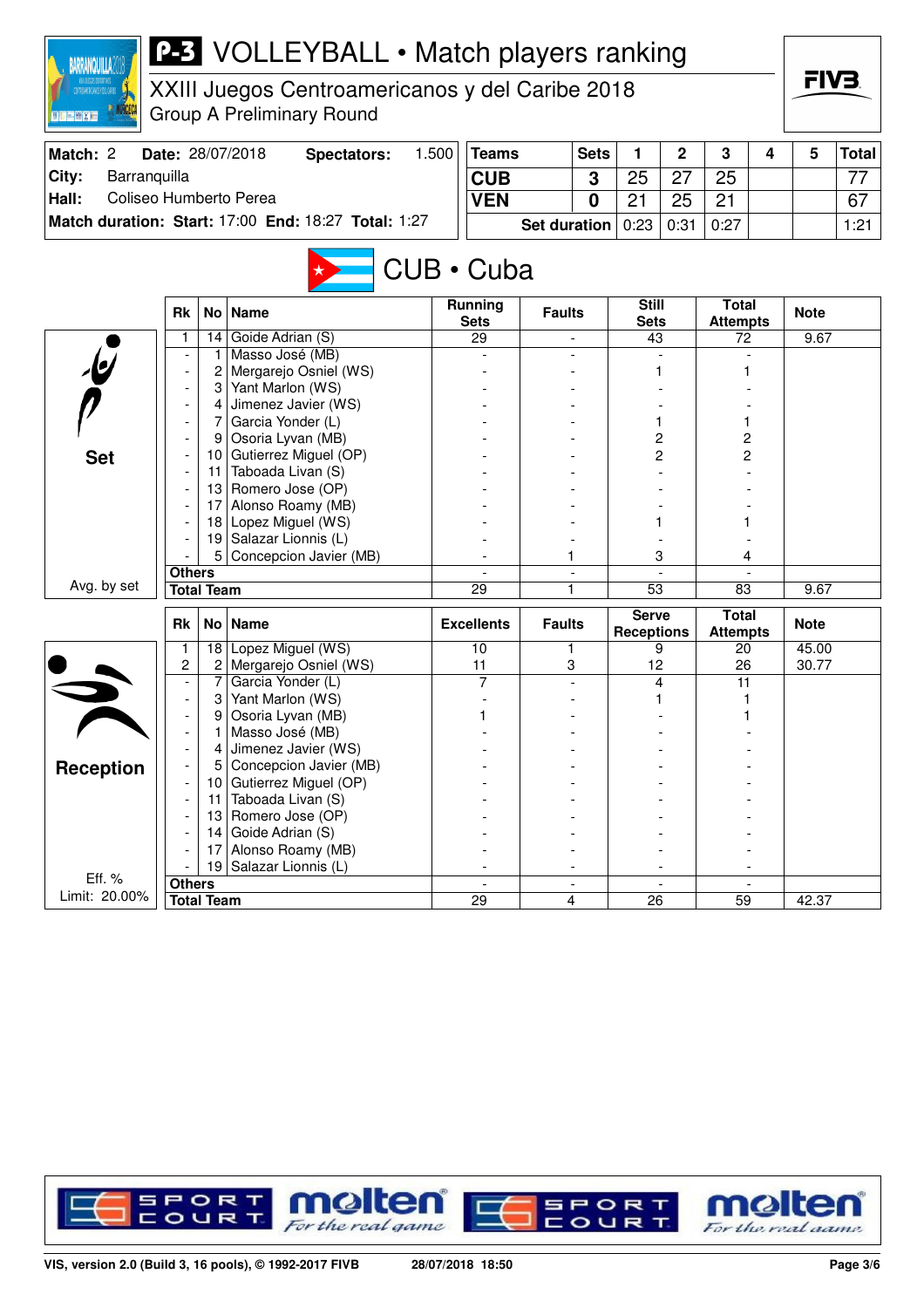# P-3 VOLLEYBALL • Match players ranking

XXIII Juegos Centroamericanos y del Caribe 2018
Group A Preliminary Round

| Match: 2 | Date: 28/07/2018 | Spectators: 1.500 |
|---|---|---|
| City: | Barranquilla | |
| Hall: | Coliseo Humberto Perea | |
| Match duration: | Start: 17:00 End: 18:27 | Total: 1:27 |

| Teams | Sets | 1 | 2 | 3 | 4 | 5 | Total |
|---|---|---|---|---|---|---|---|
| CUB | 3 | 25 | 27 | 25 | | | 77 |
| VEN | 0 | 21 | 25 | 21 | | | 67 |
| Set duration | | 0:23 | 0:31 | 0:27 | | | 1:21 |

## CUB • Cuba

### Set

| Rk | No | Name | Running Sets | Faults | Still Sets | Total Attempts | Note |
|---|---|---|---|---|---|---|---|
| 1 | 14 | Goide Adrian (S) | 29 | - | 43 | 72 | 9.67 |
| - | 1 | Masso José (MB) | - | - | - | - | |
| - | 2 | Mergarejo Osniel (WS) | - | - | 1 | 1 | |
| - | 3 | Yant Marlon (WS) | - | - | - | - | |
| - | 4 | Jimenez Javier (WS) | - | - | - | - | |
| - | 7 | Garcia Yonder (L) | - | - | 1 | 1 | |
| - | 9 | Osoria Lyvan (MB) | - | - | 2 | 2 | |
| - | 10 | Gutierrez Miguel (OP) | - | - | 2 | 2 | |
| - | 11 | Taboada Livan (S) | - | - | - | - | |
| - | 13 | Romero Jose (OP) | - | - | - | - | |
| - | 17 | Alonso Roamy (MB) | - | - | - | - | |
| - | 18 | Lopez Miguel (WS) | - | - | 1 | 1 | |
| - | 19 | Salazar Lionnis (L) | - | - | - | - | |
| - | 5 | Concepcion Javier (MB) | - | 1 | 3 | 4 | |
| Others | | | - | - | - | - | |
| Total Team | | | 29 | 1 | 53 | 83 | 9.67 |

Avg. by set

### Reception

| Rk | No | Name | Excellents | Faults | Serve Receptions | Total Attempts | Note |
|---|---|---|---|---|---|---|---|
| 1 | 18 | Lopez Miguel (WS) | 10 | 1 | 9 | 20 | 45.00 |
| 2 | 2 | Mergarejo Osniel (WS) | 11 | 3 | 12 | 26 | 30.77 |
| - | 7 | Garcia Yonder (L) | 7 | - | 4 | 11 | |
| - | 3 | Yant Marlon (WS) | - | - | 1 | 1 | |
| - | 9 | Osoria Lyvan (MB) | 1 | - | - | 1 | |
| - | 1 | Masso José (MB) | - | - | - | - | |
| - | 4 | Jimenez Javier (WS) | - | - | - | - | |
| - | 5 | Concepcion Javier (MB) | - | - | - | - | |
| - | 10 | Gutierrez Miguel (OP) | - | - | - | - | |
| - | 11 | Taboada Livan (S) | - | - | - | - | |
| - | 13 | Romero Jose (OP) | - | - | - | - | |
| - | 14 | Goide Adrian (S) | - | - | - | - | |
| - | 17 | Alonso Roamy (MB) | - | - | - | - | |
| - | 19 | Salazar Lionnis (L) | - | - | - | - | |
| Others | | | - | - | - | - | |
| Total Team | | | 29 | 4 | 26 | 59 | 42.37 |

Eff. %
Limit: 20.00%

VIS, version 2.0 (Build 3, 16 pools), © 1992-2017 FIVB — 28/07/2018 18:50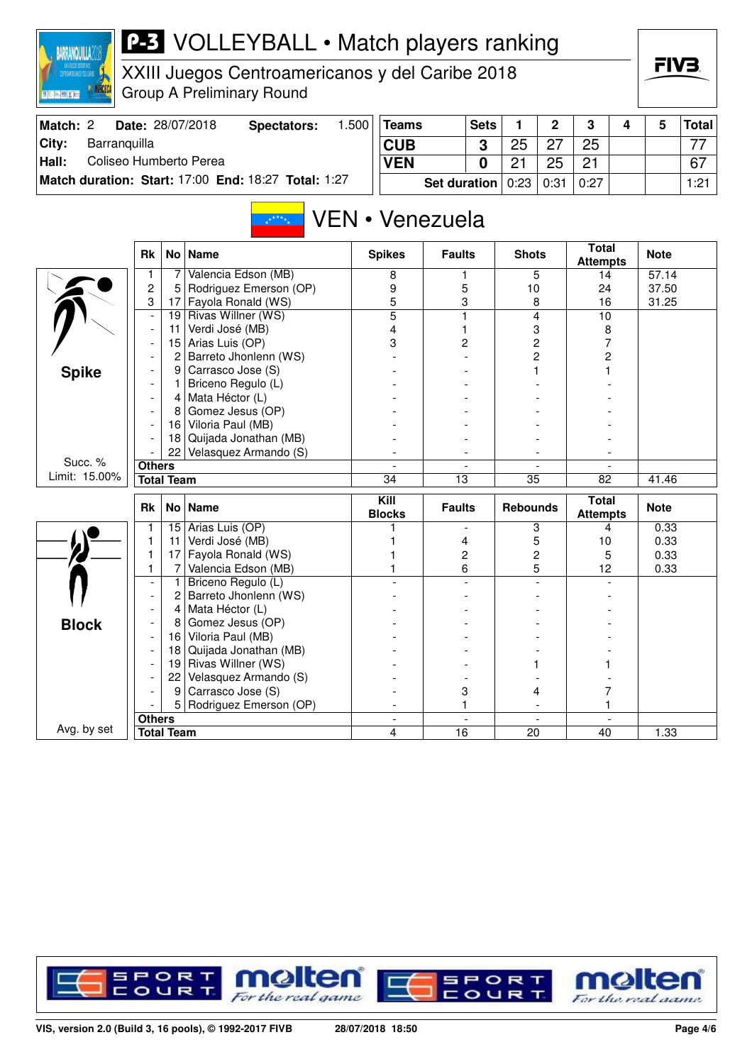# P-3 VOLLEYBALL • Match players ranking

XXIII Juegos Centroamericanos y del Caribe 2018
Group A Preliminary Round

| Match: 2 | Date: 28/07/2018 | Spectators: | 1.500 |
|---|---|---|---|
| City: | Barranquilla | | |
| Hall: | Coliseo Humberto Perea | | |
| Match duration: | Start: 17:00 | End: 18:27 | Total: 1:27 |

| Teams | Sets | 1 | 2 | 3 | 4 | 5 | Total |
|---|---|---|---|---|---|---|---|
| CUB | 3 | 25 | 27 | 25 | | | 77 |
| VEN | 0 | 21 | 25 | 21 | | | 67 |
| Set duration | | 0:23 | 0:31 | 0:27 | | | 1:21 |

## VEN • Venezuela

### Spike

Succ. % Limit: 15.00%

| Rk | No | Name | Spikes | Faults | Shots | Total Attempts | Note |
|---|---|---|---|---|---|---|---|
| 1 | 7 | Valencia Edson (MB) | 8 | 1 | 5 | 14 | 57.14 |
| 2 | 5 | Rodriguez Emerson (OP) | 9 | 5 | 10 | 24 | 37.50 |
| 3 | 17 | Fayola Ronald (WS) | 5 | 3 | 8 | 16 | 31.25 |
| - | 19 | Rivas Willner (WS) | 5 | 1 | 4 | 10 | |
| - | 11 | Verdi José (MB) | 4 | 1 | 3 | 8 | |
| - | 15 | Arias Luis (OP) | 3 | 2 | 2 | 7 | |
| - | 2 | Barreto Jhonlenn (WS) | - | - | 2 | 2 | |
| - | 9 | Carrasco Jose (S) | - | - | 1 | 1 | |
| - | 1 | Briceno Regulo (L) | - | - | - | - | |
| - | 4 | Mata Héctor (L) | - | - | - | - | |
| - | 8 | Gomez Jesus (OP) | - | - | - | - | |
| - | 16 | Viloria Paul (MB) | - | - | - | - | |
| - | 18 | Quijada Jonathan (MB) | - | - | - | - | |
| - | 22 | Velasquez Armando (S) | - | - | - | - | |
| Others | | | - | - | - | - | |
| Total Team | | | 34 | 13 | 35 | 82 | 41.46 |

### Block

Avg. by set

| Rk | No | Name | Kill Blocks | Faults | Rebounds | Total Attempts | Note |
|---|---|---|---|---|---|---|---|
| 1 | 15 | Arias Luis (OP) | 1 | - | 3 | 4 | 0.33 |
| 1 | 11 | Verdi José (MB) | 1 | 4 | 5 | 10 | 0.33 |
| 1 | 17 | Fayola Ronald (WS) | 1 | 2 | 2 | 5 | 0.33 |
| 1 | 7 | Valencia Edson (MB) | 1 | 6 | 5 | 12 | 0.33 |
| - | 1 | Briceno Regulo (L) | - | - | - | - | |
| - | 2 | Barreto Jhonlenn (WS) | - | - | - | - | |
| - | 4 | Mata Héctor (L) | - | - | - | - | |
| - | 8 | Gomez Jesus (OP) | - | - | - | - | |
| - | 16 | Viloria Paul (MB) | - | - | - | - | |
| - | 18 | Quijada Jonathan (MB) | - | - | - | - | |
| - | 19 | Rivas Willner (WS) | - | - | 1 | 1 | |
| - | 22 | Velasquez Armando (S) | - | - | - | - | |
| - | 9 | Carrasco Jose (S) | - | 3 | 4 | 7 | |
| - | 5 | Rodriguez Emerson (OP) | - | 1 | - | 1 | |
| Others | | | - | - | - | - | |
| Total Team | | | 4 | 16 | 20 | 40 | 1.33 |

VIS, version 2.0 (Build 3, 16 pools), © 1992-2017 FIVB 28/07/2018 18:50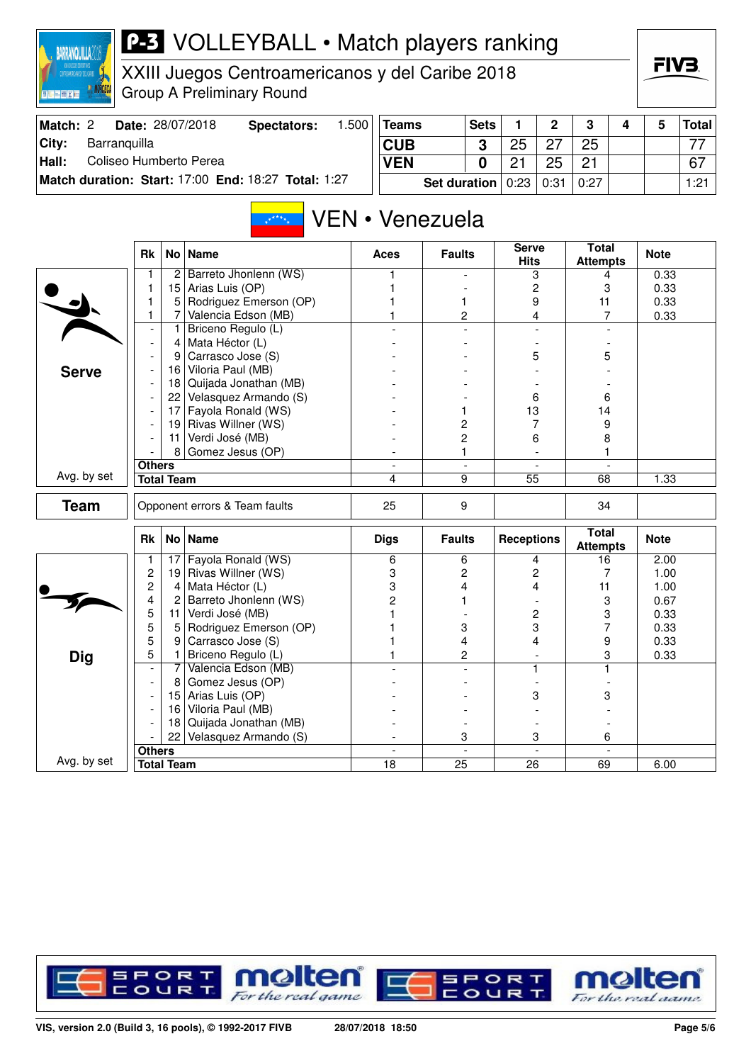# VOLLEYBALL • Match players ranking

XXIII Juegos Centroamericanos y del Caribe 2018
Group A Preliminary Round

| Match: 2 | Date: 28/07/2018 | Spectators: | 1.500 |
|---|---|---|---|
| City: | Barranquilla | | |
| Hall: | Coliseo Humberto Perea | | |
| Match duration: | Start: 17:00 | End: 18:27 | Total: 1:27 |

| Teams | Sets | 1 | 2 | 3 | 4 | 5 | Total |
|---|---|---|---|---|---|---|---|
| CUB | 3 | 25 | 27 | 25 | | | 77 |
| VEN | 0 | 21 | 25 | 21 | | | 67 |
| Set duration | | 0:23 | 0:31 | 0:27 | | | 1:21 |

## VEN • Venezuela

### Serve

| Rk | No | Name | Aces | Faults | Serve Hits | Total Attempts | Note |
|---|---|---|---|---|---|---|---|
| 1 | 2 | Barreto Jhonlenn (WS) | 1 | - | 3 | 4 | 0.33 |
| 1 | 15 | Arias Luis (OP) | 1 | - | 2 | 3 | 0.33 |
| 1 | 5 | Rodriguez Emerson (OP) | 1 | 1 | 9 | 11 | 0.33 |
| 1 | 7 | Valencia Edson (MB) | 1 | 2 | 4 | 7 | 0.33 |
| - | 1 | Briceno Regulo (L) | - | - | - | - | |
| - | 4 | Mata Héctor (L) | - | - | - | - | |
| - | 9 | Carrasco Jose (S) | - | - | 5 | 5 | |
| - | 16 | Viloria Paul (MB) | - | - | - | - | |
| - | 18 | Quijada Jonathan (MB) | - | - | - | - | |
| - | 22 | Velasquez Armando (S) | - | - | 6 | 6 | |
| - | 17 | Fayola Ronald (WS) | - | 1 | 13 | 14 | |
| - | 19 | Rivas Willner (WS) | - | 2 | 7 | 9 | |
| - | 11 | Verdi José (MB) | - | 2 | 6 | 8 | |
| - | 8 | Gomez Jesus (OP) | - | 1 | - | 1 | |
| Others | | | - | - | - | - | |
| Total Team | | | 4 | 9 | 55 | 68 | 1.33 |

Avg. by set

### Team

| | Aces | Faults | Serve Hits | Total Attempts | Note |
|---|---|---|---|---|---|
| Opponent errors & Team faults | 25 | 9 | | 34 | |

### Dig

| Rk | No | Name | Digs | Faults | Receptions | Total Attempts | Note |
|---|---|---|---|---|---|---|---|
| 1 | 17 | Fayola Ronald (WS) | 6 | 6 | 4 | 16 | 2.00 |
| 2 | 19 | Rivas Willner (WS) | 3 | 2 | 2 | 7 | 1.00 |
| 2 | 4 | Mata Héctor (L) | 3 | 4 | 4 | 11 | 1.00 |
| 4 | 2 | Barreto Jhonlenn (WS) | 2 | 1 | - | 3 | 0.67 |
| 5 | 11 | Verdi José (MB) | 1 | - | 2 | 3 | 0.33 |
| 5 | 5 | Rodriguez Emerson (OP) | 1 | 3 | 3 | 7 | 0.33 |
| 5 | 9 | Carrasco Jose (S) | 1 | 4 | 4 | 9 | 0.33 |
| 5 | 1 | Briceno Regulo (L) | 1 | 2 | - | 3 | 0.33 |
| - | 7 | Valencia Edson (MB) | - | - | 1 | 1 | |
| - | 8 | Gomez Jesus (OP) | - | - | - | - | |
| - | 15 | Arias Luis (OP) | - | - | 3 | 3 | |
| - | 16 | Viloria Paul (MB) | - | - | - | - | |
| - | 18 | Quijada Jonathan (MB) | - | - | - | - | |
| - | 22 | Velasquez Armando (S) | - | 3 | 3 | 6 | |
| Others | | | - | - | - | - | |
| Total Team | | | 18 | 25 | 26 | 69 | 6.00 |

Avg. by set

VIS, version 2.0 (Build 3, 16 pools), © 1992-2017 FIVB — 28/07/2018 18:50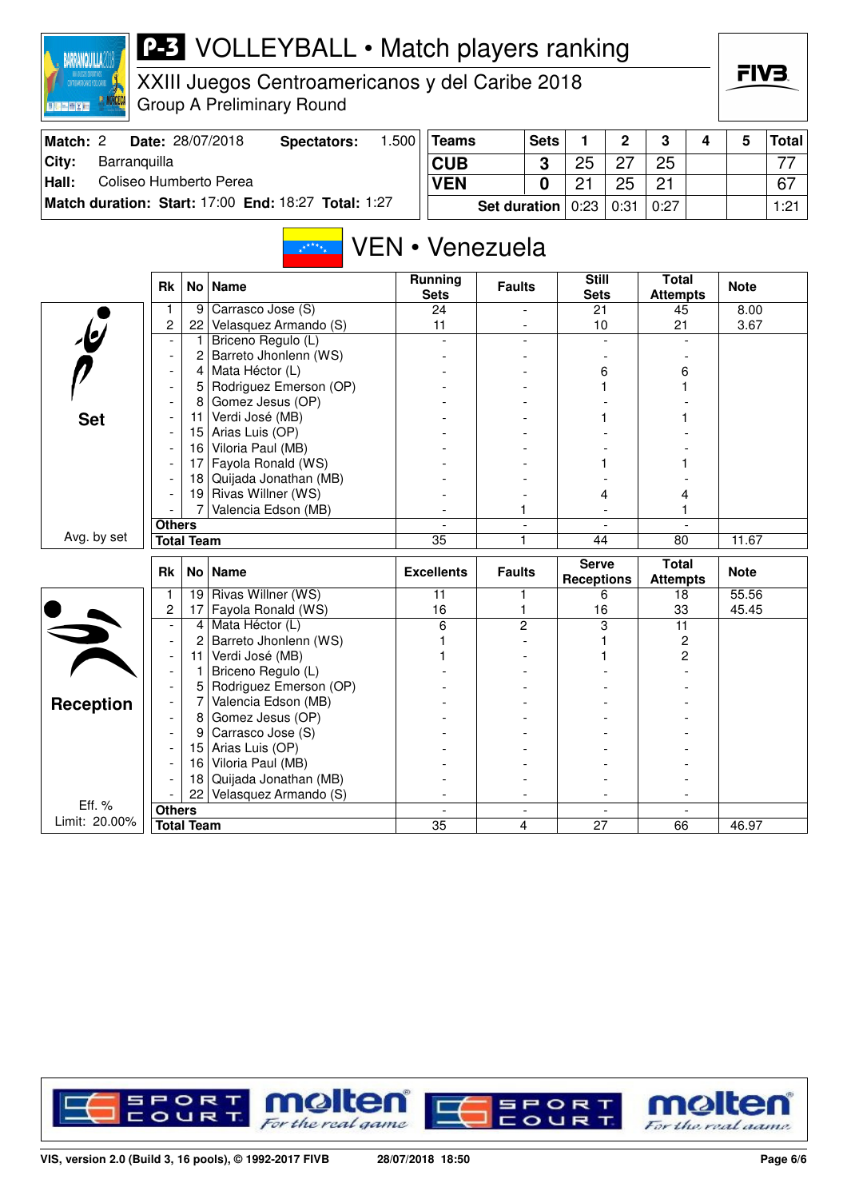# P-3 VOLLEYBALL • Match players ranking

XXIII Juegos Centroamericanos y del Caribe 2018

Group A Preliminary Round

| | | | |
|---|---|---|---|
| **Match:** 2 | **Date:** 28/07/2018 | **Spectators:** | 1.500 |
| **City:** | Barranquilla | | |
| **Hall:** | Coliseo Humberto Perea | | |
| **Match duration: Start:** 17:00 | **End:** 18:27 | **Total:** 1:27 | |

| Teams | Sets | 1 | 2 | 3 | 4 | 5 | Total |
|---|---|---|---|---|---|---|---|
| CUB | 3 | 25 | 27 | 25 | | | 77 |
| VEN | 0 | 21 | 25 | 21 | | | 67 |
| Set duration | | 0:23 | 0:31 | 0:27 | | | 1:21 |

## VEN • Venezuela

### Set

| Rk | No | Name | Running Sets | Faults | Still Sets | Total Attempts | Note |
|---|---|---|---|---|---|---|---|
| 1 | 9 | Carrasco Jose (S) | 24 | - | 21 | 45 | 8.00 |
| 2 | 22 | Velasquez Armando (S) | 11 | - | 10 | 21 | 3.67 |
| - | 1 | Briceno Regulo (L) | - | - | - | - | |
| - | 2 | Barreto Jhonlenn (WS) | - | - | - | - | |
| - | 4 | Mata Héctor (L) | - | - | 6 | 6 | |
| - | 5 | Rodriguez Emerson (OP) | - | - | 1 | 1 | |
| - | 8 | Gomez Jesus (OP) | - | - | - | - | |
| - | 11 | Verdi José (MB) | - | - | 1 | 1 | |
| - | 15 | Arias Luis (OP) | - | - | - | - | |
| - | 16 | Viloria Paul (MB) | - | - | - | - | |
| - | 17 | Fayola Ronald (WS) | - | - | 1 | 1 | |
| - | 18 | Quijada Jonathan (MB) | - | - | - | - | |
| - | 19 | Rivas Willner (WS) | - | - | 4 | 4 | |
| - | 7 | Valencia Edson (MB) | - | 1 | - | 1 | |
| Others | | | - | - | - | - | |
| Total Team | | | 35 | 1 | 44 | 80 | 11.67 |

Avg. by set

### Reception

| Rk | No | Name | Excellents | Faults | Serve Receptions | Total Attempts | Note |
|---|---|---|---|---|---|---|---|
| 1 | 19 | Rivas Willner (WS) | 11 | 1 | 6 | 18 | 55.56 |
| 2 | 17 | Fayola Ronald (WS) | 16 | 1 | 16 | 33 | 45.45 |
| - | 4 | Mata Héctor (L) | 6 | 2 | 3 | 11 | |
| - | 2 | Barreto Jhonlenn (WS) | 1 | - | 1 | 2 | |
| - | 11 | Verdi José (MB) | 1 | - | 1 | 2 | |
| - | 1 | Briceno Regulo (L) | - | - | - | - | |
| - | 5 | Rodriguez Emerson (OP) | - | - | - | - | |
| - | 7 | Valencia Edson (MB) | - | - | - | - | |
| - | 8 | Gomez Jesus (OP) | - | - | - | - | |
| - | 9 | Carrasco Jose (S) | - | - | - | - | |
| - | 15 | Arias Luis (OP) | - | - | - | - | |
| - | 16 | Viloria Paul (MB) | - | - | - | - | |
| - | 18 | Quijada Jonathan (MB) | - | - | - | - | |
| - | 22 | Velasquez Armando (S) | - | - | - | - | |
| Others | | | - | - | - | - | |
| Total Team | | | 35 | 4 | 27 | 66 | 46.97 |

Eff. %
Limit: 20.00%

VIS, version 2.0 (Build 3, 16 pools), © 1992-2017 FIVB 28/07/2018 18:50